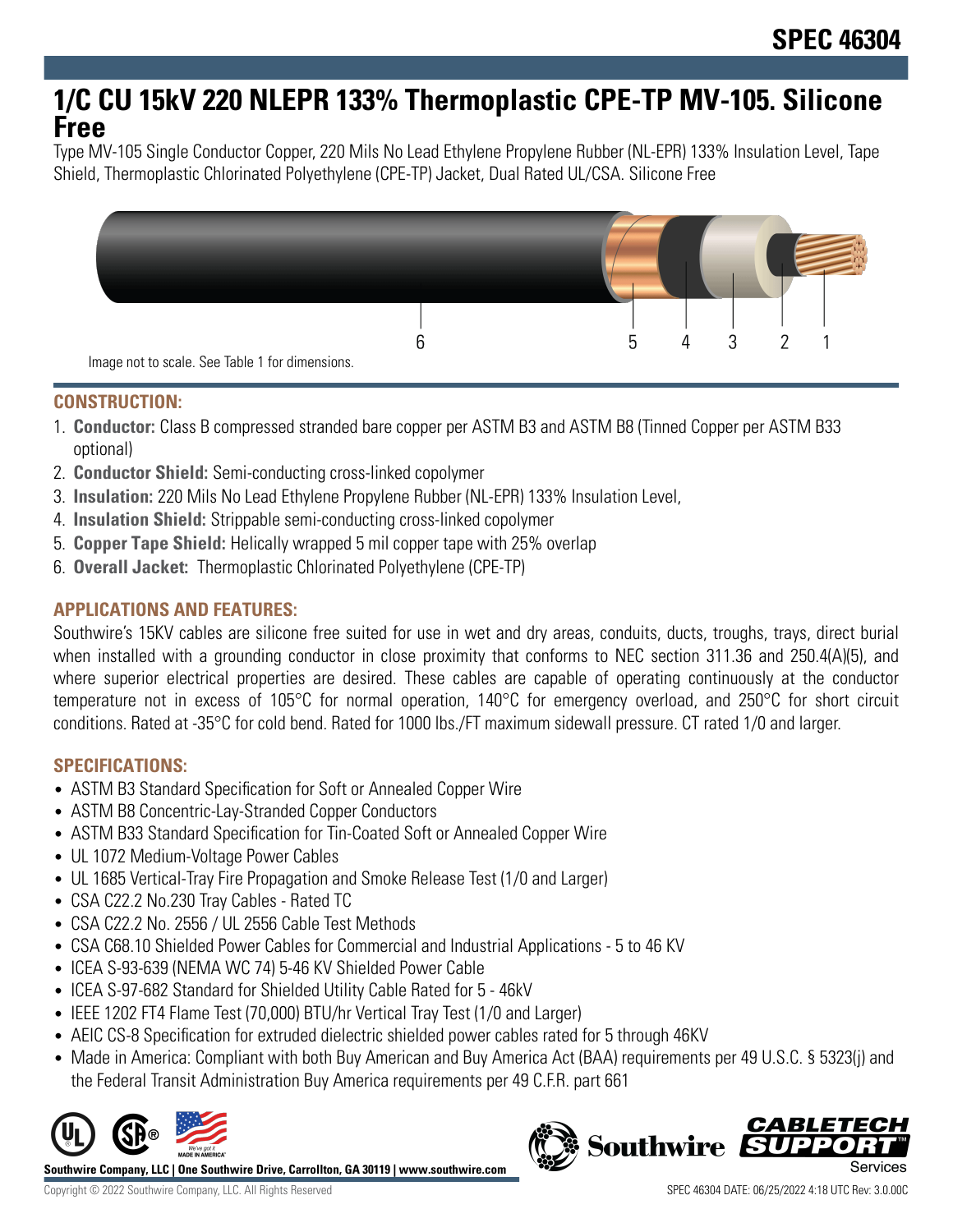# 1/C CU 15kV 220 NLEPR 133% Thermoplastic CPE-TP MV-105. Silicone Free

Type MV-105 Single Conductor Copper, 220 Mils No Lead Ethylene Propylene Rubber (NL-EPR) 133% Insulation Level, Tape Shield, Thermoplastic Chlorinated Polyethylene (CPE-TP) Jacket, Dual Rated UL/CSA. Silicone Free

Image not to scale. See Table 1 for dimensions.

## CONSTRUCTION:

1. **Conductor:** Class B compressed stranded bare copper per ASTM B3 and ASTM B8 (Tinned Copper per ASTM B33 optional)
2. **Conductor Shield:** Semi-conducting cross-linked copolymer
3. **Insulation:** 220 Mils No Lead Ethylene Propylene Rubber (NL-EPR) 133% Insulation Level,
4. **Insulation Shield:** Strippable semi-conducting cross-linked copolymer
5. **Copper Tape Shield:** Helically wrapped 5 mil copper tape with 25% overlap
6. **Overall Jacket:** Thermoplastic Chlorinated Polyethylene (CPE-TP)

## APPLICATIONS AND FEATURES:

Southwire's 15KV cables are silicone free suited for use in wet and dry areas, conduits, ducts, troughs, trays, direct burial when installed with a grounding conductor in close proximity that conforms to NEC section 311.36 and 250.4(A)(5), and where superior electrical properties are desired. These cables are capable of operating continuously at the conductor temperature not in excess of 105°C for normal operation, 140°C for emergency overload, and 250°C for short circuit conditions. Rated at -35°C for cold bend. Rated for 1000 lbs./FT maximum sidewall pressure. CT rated 1/0 and larger.

## SPECIFICATIONS:

- ASTM B3 Standard Specification for Soft or Annealed Copper Wire
- ASTM B8 Concentric-Lay-Stranded Copper Conductors
- ASTM B33 Standard Specification for Tin-Coated Soft or Annealed Copper Wire
- UL 1072 Medium-Voltage Power Cables
- UL 1685 Vertical-Tray Fire Propagation and Smoke Release Test (1/0 and Larger)
- CSA C22.2 No.230 Tray Cables - Rated TC
- CSA C22.2 No. 2556 / UL 2556 Cable Test Methods
- CSA C68.10 Shielded Power Cables for Commercial and Industrial Applications - 5 to 46 KV
- ICEA S-93-639 (NEMA WC 74) 5-46 KV Shielded Power Cable
- ICEA S-97-682 Standard for Shielded Utility Cable Rated for 5 - 46kV
- IEEE 1202 FT4 Flame Test (70,000) BTU/hr Vertical Tray Test (1/0 and Larger)
- AEIC CS-8 Specification for extruded dielectric shielded power cables rated for 5 through 46KV
- Made in America: Compliant with both Buy American and Buy America Act (BAA) requirements per 49 U.S.C. § 5323(j) and the Federal Transit Administration Buy America requirements per 49 C.F.R. part 661

**Southwire Company, LLC | One Southwire Drive, Carrollton, GA 30119 | www.southwire.com**

Copyright © 2022 Southwire Company, LLC. All Rights Reserved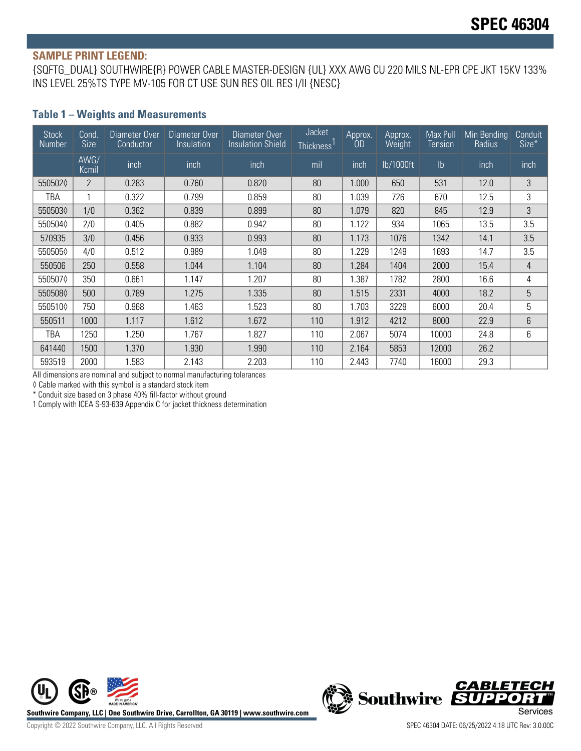# SPEC 46304

**SAMPLE PRINT LEGEND:**

{SQFTG_DUAL} SOUTHWIRE{R} POWER CABLE MASTER-DESIGN {UL} XXX AWG CU 220 MILS NL-EPR CPE JKT 15KV 133% INS LEVEL 25%TS TYPE MV-105 FOR CT USE SUN RES OIL RES I/II {NESC}

## Table 1 – Weights and Measurements

| Stock Number | Cond. Size | Diameter Over Conductor | Diameter Over Insulation | Diameter Over Insulation Shield | Jacket Thickness[1] | Approx. OD | Approx. Weight | Max Pull Tension | Min Bending Radius | Conduit Size* |
|---|---|---|---|---|---|---|---|---|---|---|
| | AWG/ Kcmil | inch | inch | inch | mil | inch | lb/1000ft | lb | inch | inch |
| 550502◊ | 2 | 0.283 | 0.760 | 0.820 | 80 | 1.000 | 650 | 531 | 12.0 | 3 |
| TBA | 1 | 0.322 | 0.799 | 0.859 | 80 | 1.039 | 726 | 670 | 12.5 | 3 |
| 550503◊ | 1/0 | 0.362 | 0.839 | 0.899 | 80 | 1.079 | 820 | 845 | 12.9 | 3 |
| 550504◊ | 2/0 | 0.405 | 0.882 | 0.942 | 80 | 1.122 | 934 | 1065 | 13.5 | 3.5 |
| 570935 | 3/0 | 0.456 | 0.933 | 0.993 | 80 | 1.173 | 1076 | 1342 | 14.1 | 3.5 |
| 550505◊ | 4/0 | 0.512 | 0.989 | 1.049 | 80 | 1.229 | 1249 | 1693 | 14.7 | 3.5 |
| 550506 | 250 | 0.558 | 1.044 | 1.104 | 80 | 1.284 | 1404 | 2000 | 15.4 | 4 |
| 550507◊ | 350 | 0.661 | 1.147 | 1.207 | 80 | 1.387 | 1782 | 2800 | 16.6 | 4 |
| 550508◊ | 500 | 0.789 | 1.275 | 1.335 | 80 | 1.515 | 2331 | 4000 | 18.2 | 5 |
| 550510◊ | 750 | 0.968 | 1.463 | 1.523 | 80 | 1.703 | 3229 | 6000 | 20.4 | 5 |
| 550511 | 1000 | 1.117 | 1.612 | 1.672 | 110 | 1.912 | 4212 | 8000 | 22.9 | 6 |
| TBA | 1250 | 1.250 | 1.767 | 1.827 | 110 | 2.067 | 5074 | 10000 | 24.8 | 6 |
| 641440 | 1500 | 1.370 | 1.930 | 1.990 | 110 | 2.164 | 5853 | 12000 | 26.2 | |
| 593519 | 2000 | 1.583 | 2.143 | 2.203 | 110 | 2.443 | 7740 | 16000 | 29.3 | |

All dimensions are nominal and subject to normal manufacturing tolerances

◊ Cable marked with this symbol is a standard stock item

* Conduit size based on 3 phase 40% fill-factor without ground

1 Comply with ICEA S-93-639 Appendix C for jacket thickness determination

Southwire Company, LLC | One Southwire Drive, Carrollton, GA 30119 | www.southwire.com

Copyright © 2022 Southwire Company, LLC. All Rights Reserved

SPEC 46304 DATE: 06/25/2022 4:18 UTC Rev: 3.0.00C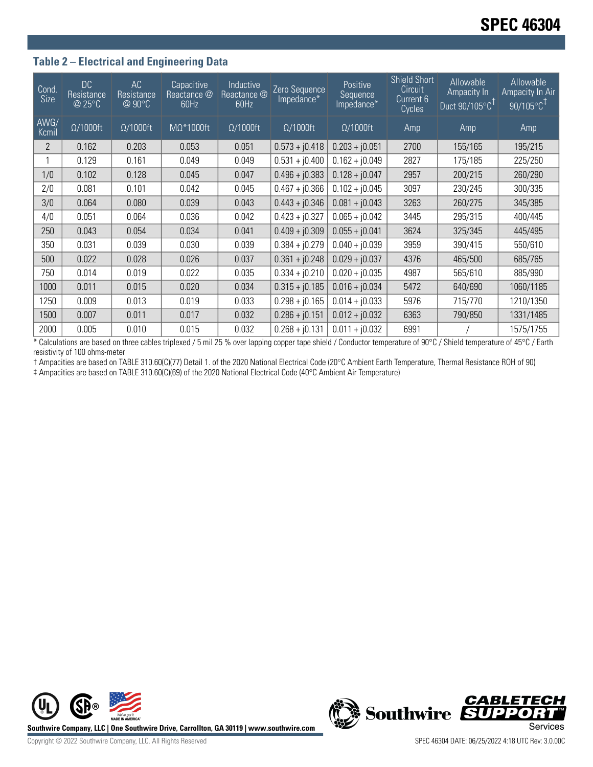## Table 2 – Electrical and Engineering Data

| Cond. Size | DC Resistance @ 25°C | AC Resistance @ 90°C | Capacitive Reactance @ 60Hz | Inductive Reactance @ 60Hz | Zero Sequence Impedance* | Positive Sequence Impedance* | Shield Short Circuit Current 6 Cycles | Allowable Ampacity In Duct 90/105°C† | Allowable Ampacity In Air 90/105°C‡ |
|---|---|---|---|---|---|---|---|---|---|
| AWG/ Kcmil | Ω/1000ft | Ω/1000ft | MΩ*1000ft | Ω/1000ft | Ω/1000ft | Ω/1000ft | Amp | Amp | Amp |
| 2 | 0.162 | 0.203 | 0.053 | 0.051 | 0.573 + j0.418 | 0.203 + j0.051 | 2700 | 155/165 | 195/215 |
| 1 | 0.129 | 0.161 | 0.049 | 0.049 | 0.531 + j0.400 | 0.162 + j0.049 | 2827 | 175/185 | 225/250 |
| 1/0 | 0.102 | 0.128 | 0.045 | 0.047 | 0.496 + j0.383 | 0.128 + j0.047 | 2957 | 200/215 | 260/290 |
| 2/0 | 0.081 | 0.101 | 0.042 | 0.045 | 0.467 + j0.366 | 0.102 + j0.045 | 3097 | 230/245 | 300/335 |
| 3/0 | 0.064 | 0.080 | 0.039 | 0.043 | 0.443 + j0.346 | 0.081 + j0.043 | 3263 | 260/275 | 345/385 |
| 4/0 | 0.051 | 0.064 | 0.036 | 0.042 | 0.423 + j0.327 | 0.065 + j0.042 | 3445 | 295/315 | 400/445 |
| 250 | 0.043 | 0.054 | 0.034 | 0.041 | 0.409 + j0.309 | 0.055 + j0.041 | 3624 | 325/345 | 445/495 |
| 350 | 0.031 | 0.039 | 0.030 | 0.039 | 0.384 + j0.279 | 0.040 + j0.039 | 3959 | 390/415 | 550/610 |
| 500 | 0.022 | 0.028 | 0.026 | 0.037 | 0.361 + j0.248 | 0.029 + j0.037 | 4376 | 465/500 | 685/765 |
| 750 | 0.014 | 0.019 | 0.022 | 0.035 | 0.334 + j0.210 | 0.020 + j0.035 | 4987 | 565/610 | 885/990 |
| 1000 | 0.011 | 0.015 | 0.020 | 0.034 | 0.315 + j0.185 | 0.016 + j0.034 | 5472 | 640/690 | 1060/1185 |
| 1250 | 0.009 | 0.013 | 0.019 | 0.033 | 0.298 + j0.165 | 0.014 + j0.033 | 5976 | 715/770 | 1210/1350 |
| 1500 | 0.007 | 0.011 | 0.017 | 0.032 | 0.286 + j0.151 | 0.012 + j0.032 | 6363 | 790/850 | 1331/1485 |
| 2000 | 0.005 | 0.010 | 0.015 | 0.032 | 0.268 + j0.131 | 0.011 + j0.032 | 6991 | / | 1575/1755 |

* Calculations are based on three cables triplexed / 5 mil 25 % over lapping copper tape shield / Conductor temperature of 90°C / Shield temperature of 45°C / Earth resistivity of 100 ohms-meter

† Ampacities are based on TABLE 310.60(C)(77) Detail 1. of the 2020 National Electrical Code (20°C Ambient Earth Temperature, Thermal Resistance ROH of 90)

‡ Ampacities are based on TABLE 310.60(C)(69) of the 2020 National Electrical Code (40°C Ambient Air Temperature)